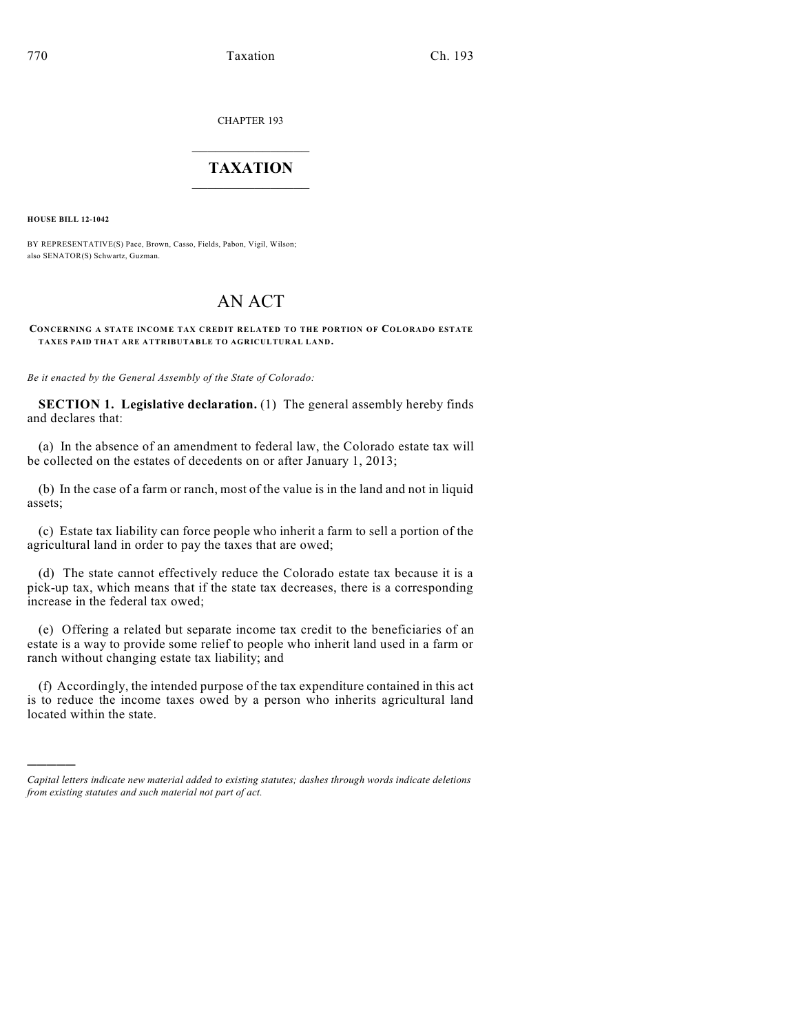CHAPTER 193

# TAXATION

**HOUSE BILL 12-1042**

BY REPRESENTATIVE(S) Pace, Brown, Casso, Fields, Pabon, Vigil, Wilson; also SENATOR(S) Schwartz, Guzman.

# AN ACT

**CONCERNING A STATE INCOME TAX CREDIT RELATED TO THE PORTION OF COLORADO ESTATE TAXES PAID THAT ARE ATTRIBUTABLE TO AGRICULTURAL LAND.**

*Be it enacted by the General Assembly of the State of Colorado:*

**SECTION 1. Legislative declaration.** (1) The general assembly hereby finds and declares that:

(a) In the absence of an amendment to federal law, the Colorado estate tax will be collected on the estates of decedents on or after January 1, 2013;

(b) In the case of a farm or ranch, most of the value is in the land and not in liquid assets;

(c) Estate tax liability can force people who inherit a farm to sell a portion of the agricultural land in order to pay the taxes that are owed;

(d) The state cannot effectively reduce the Colorado estate tax because it is a pick-up tax, which means that if the state tax decreases, there is a corresponding increase in the federal tax owed;

(e) Offering a related but separate income tax credit to the beneficiaries of an estate is a way to provide some relief to people who inherit land used in a farm or ranch without changing estate tax liability; and

(f) Accordingly, the intended purpose of the tax expenditure contained in this act is to reduce the income taxes owed by a person who inherits agricultural land located within the state.

---

*Capital letters indicate new material added to existing statutes; dashes through words indicate deletions from existing statutes and such material not part of act.*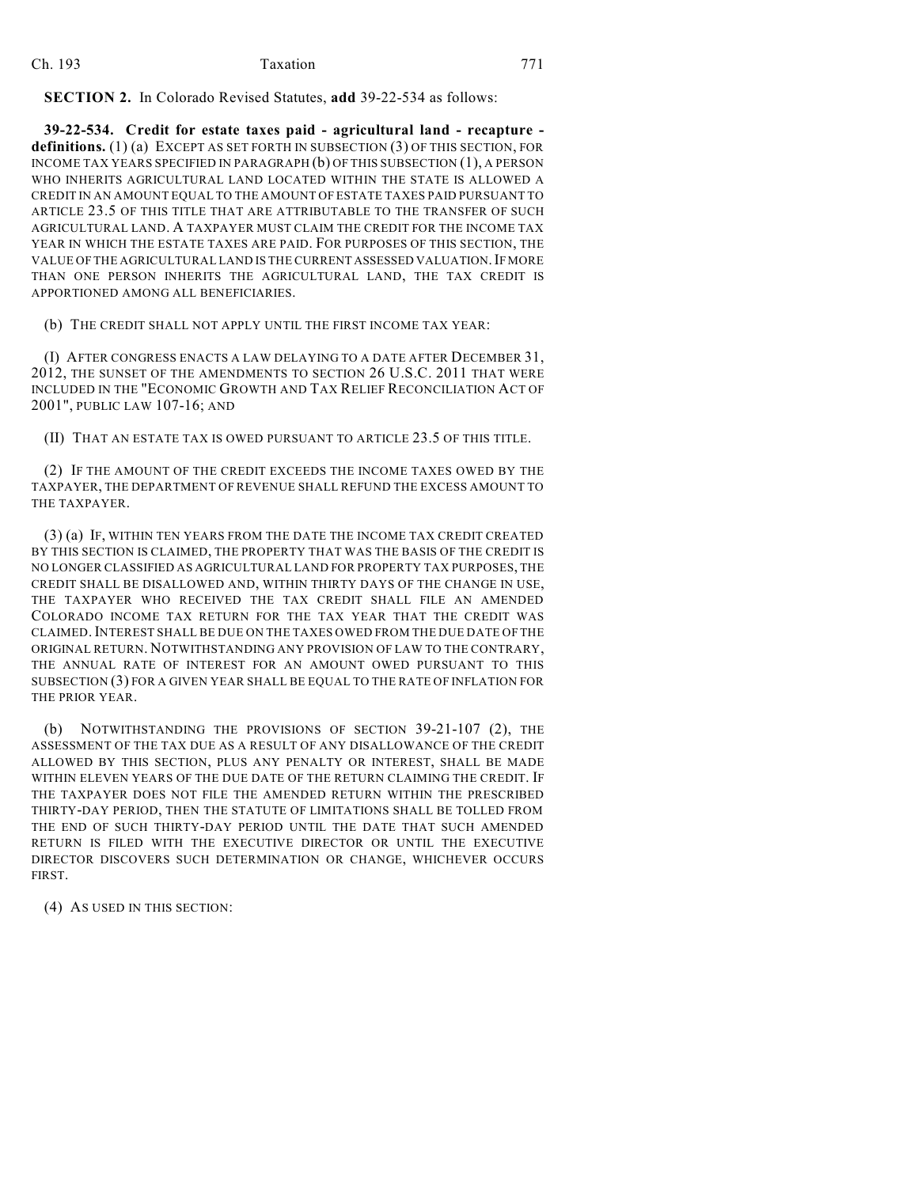**SECTION 2.** In Colorado Revised Statutes, **add** 39-22-534 as follows:

**39-22-534. Credit for estate taxes paid - agricultural land - recapture - definitions.** (1) (a) EXCEPT AS SET FORTH IN SUBSECTION (3) OF THIS SECTION, FOR INCOME TAX YEARS SPECIFIED IN PARAGRAPH (b) OF THIS SUBSECTION (1), A PERSON WHO INHERITS AGRICULTURAL LAND LOCATED WITHIN THE STATE IS ALLOWED A CREDIT IN AN AMOUNT EQUAL TO THE AMOUNT OF ESTATE TAXES PAID PURSUANT TO ARTICLE 23.5 OF THIS TITLE THAT ARE ATTRIBUTABLE TO THE TRANSFER OF SUCH AGRICULTURAL LAND. A TAXPAYER MUST CLAIM THE CREDIT FOR THE INCOME TAX YEAR IN WHICH THE ESTATE TAXES ARE PAID. FOR PURPOSES OF THIS SECTION, THE VALUE OF THE AGRICULTURAL LAND IS THE CURRENT ASSESSED VALUATION. IF MORE THAN ONE PERSON INHERITS THE AGRICULTURAL LAND, THE TAX CREDIT IS APPORTIONED AMONG ALL BENEFICIARIES.

(b) THE CREDIT SHALL NOT APPLY UNTIL THE FIRST INCOME TAX YEAR:

(I) AFTER CONGRESS ENACTS A LAW DELAYING TO A DATE AFTER DECEMBER 31, 2012, THE SUNSET OF THE AMENDMENTS TO SECTION 26 U.S.C. 2011 THAT WERE INCLUDED IN THE "ECONOMIC GROWTH AND TAX RELIEF RECONCILIATION ACT OF 2001", PUBLIC LAW 107-16; AND

(II) THAT AN ESTATE TAX IS OWED PURSUANT TO ARTICLE 23.5 OF THIS TITLE.

(2) IF THE AMOUNT OF THE CREDIT EXCEEDS THE INCOME TAXES OWED BY THE TAXPAYER, THE DEPARTMENT OF REVENUE SHALL REFUND THE EXCESS AMOUNT TO THE TAXPAYER.

(3) (a) IF, WITHIN TEN YEARS FROM THE DATE THE INCOME TAX CREDIT CREATED BY THIS SECTION IS CLAIMED, THE PROPERTY THAT WAS THE BASIS OF THE CREDIT IS NO LONGER CLASSIFIED AS AGRICULTURAL LAND FOR PROPERTY TAX PURPOSES, THE CREDIT SHALL BE DISALLOWED AND, WITHIN THIRTY DAYS OF THE CHANGE IN USE, THE TAXPAYER WHO RECEIVED THE TAX CREDIT SHALL FILE AN AMENDED COLORADO INCOME TAX RETURN FOR THE TAX YEAR THAT THE CREDIT WAS CLAIMED. INTEREST SHALL BE DUE ON THE TAXES OWED FROM THE DUE DATE OF THE ORIGINAL RETURN. NOTWITHSTANDING ANY PROVISION OF LAW TO THE CONTRARY, THE ANNUAL RATE OF INTEREST FOR AN AMOUNT OWED PURSUANT TO THIS SUBSECTION (3) FOR A GIVEN YEAR SHALL BE EQUAL TO THE RATE OF INFLATION FOR THE PRIOR YEAR.

(b) NOTWITHSTANDING THE PROVISIONS OF SECTION 39-21-107 (2), THE ASSESSMENT OF THE TAX DUE AS A RESULT OF ANY DISALLOWANCE OF THE CREDIT ALLOWED BY THIS SECTION, PLUS ANY PENALTY OR INTEREST, SHALL BE MADE WITHIN ELEVEN YEARS OF THE DUE DATE OF THE RETURN CLAIMING THE CREDIT. IF THE TAXPAYER DOES NOT FILE THE AMENDED RETURN WITHIN THE PRESCRIBED THIRTY-DAY PERIOD, THEN THE STATUTE OF LIMITATIONS SHALL BE TOLLED FROM THE END OF SUCH THIRTY-DAY PERIOD UNTIL THE DATE THAT SUCH AMENDED RETURN IS FILED WITH THE EXECUTIVE DIRECTOR OR UNTIL THE EXECUTIVE DIRECTOR DISCOVERS SUCH DETERMINATION OR CHANGE, WHICHEVER OCCURS FIRST.

(4) AS USED IN THIS SECTION: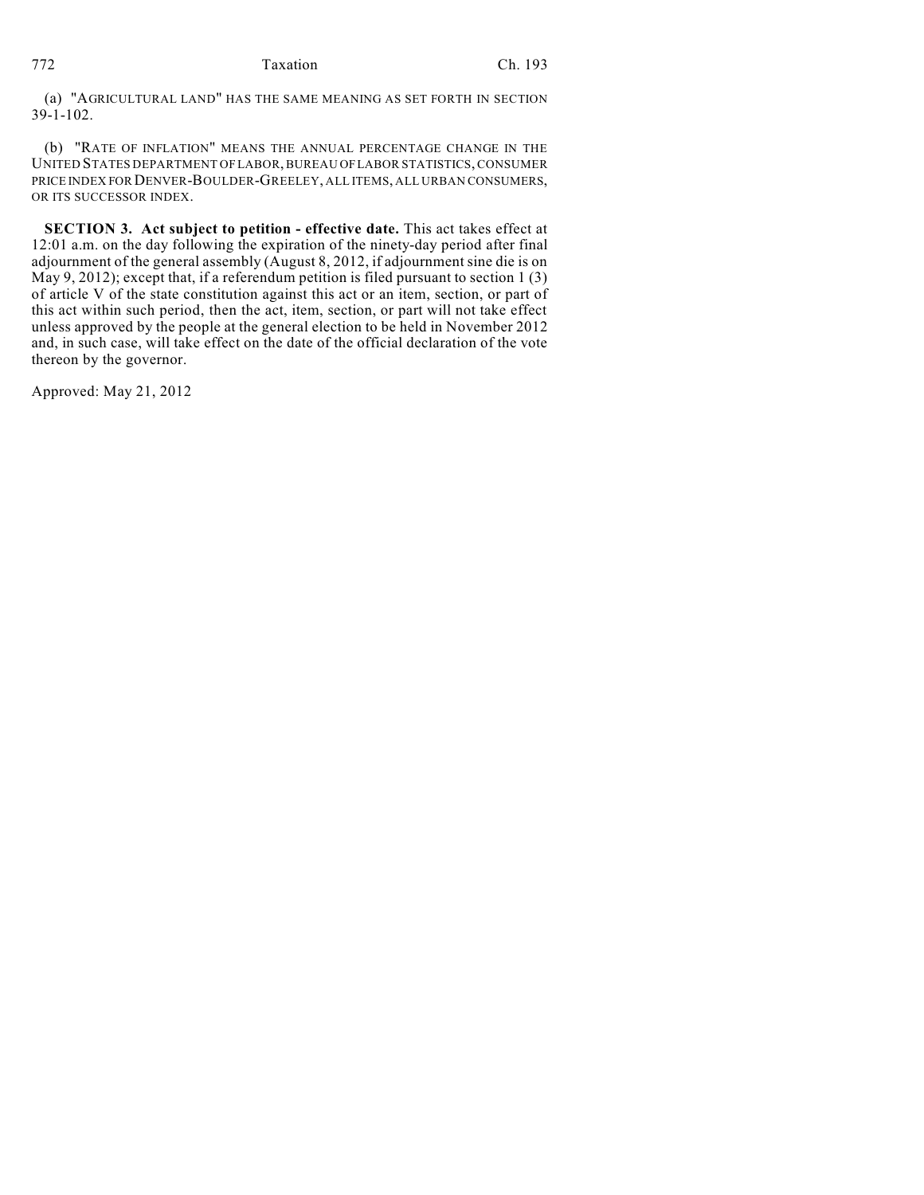(a) "AGRICULTURAL LAND" HAS THE SAME MEANING AS SET FORTH IN SECTION 39-1-102.

(b) "RATE OF INFLATION" MEANS THE ANNUAL PERCENTAGE CHANGE IN THE UNITED STATES DEPARTMENT OF LABOR, BUREAU OF LABOR STATISTICS, CONSUMER PRICE INDEX FOR DENVER-BOULDER-GREELEY, ALL ITEMS, ALL URBAN CONSUMERS, OR ITS SUCCESSOR INDEX.

**SECTION 3. Act subject to petition - effective date.** This act takes effect at 12:01 a.m. on the day following the expiration of the ninety-day period after final adjournment of the general assembly (August 8, 2012, if adjournment sine die is on May 9, 2012); except that, if a referendum petition is filed pursuant to section 1 (3) of article V of the state constitution against this act or an item, section, or part of this act within such period, then the act, item, section, or part will not take effect unless approved by the people at the general election to be held in November 2012 and, in such case, will take effect on the date of the official declaration of the vote thereon by the governor.

Approved: May 21, 2012